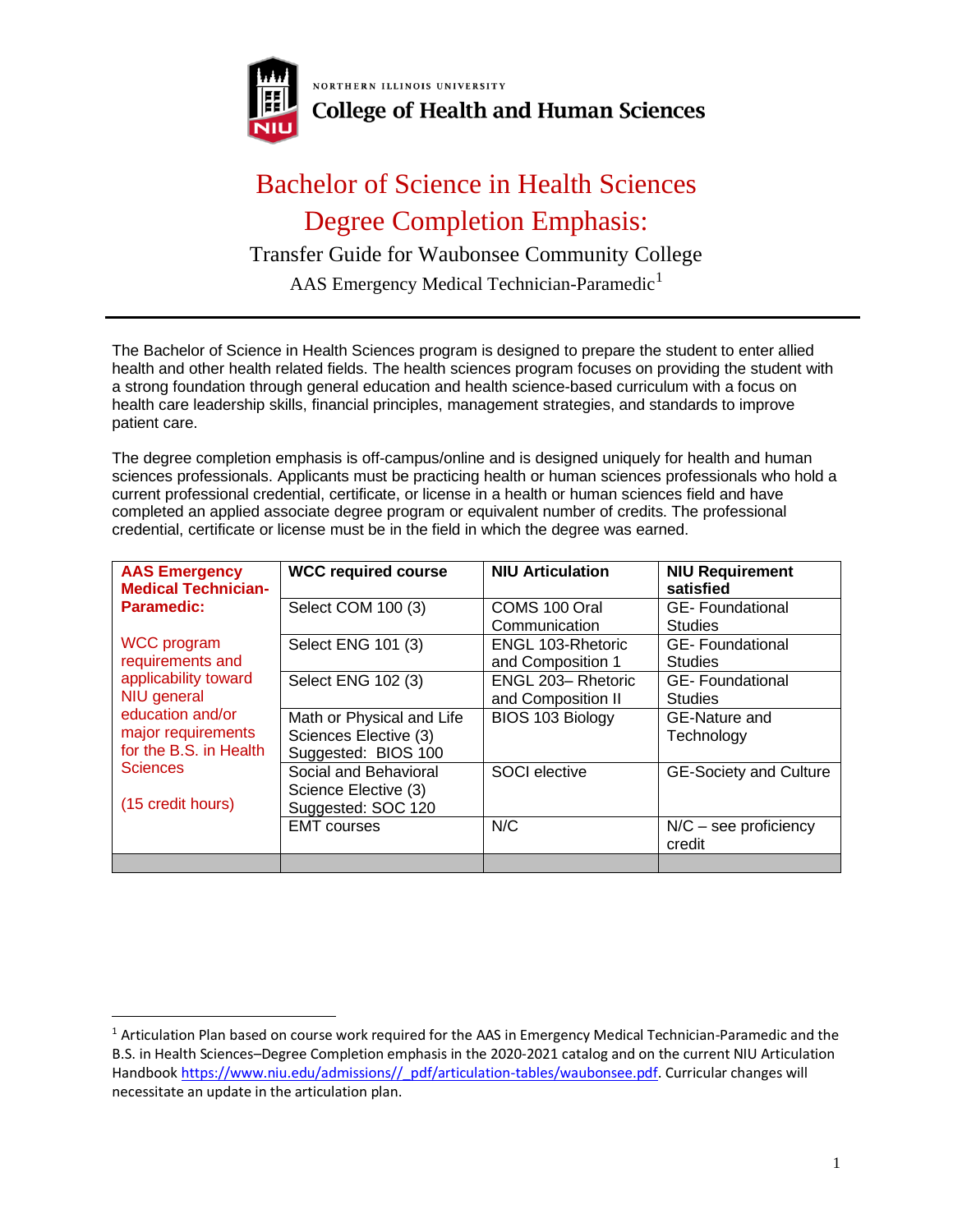NORTHERN ILLINOIS UNIVERSITY

**College of Health and Human Sciences**

# Bachelor of Science in Health Sciences

# Degree Completion Emphasis:

## Transfer Guide for Waubonsee Community College

### AAS Emergency Medical Technician-Paramedic[1]

---

The Bachelor of Science in Health Sciences program is designed to prepare the student to enter allied health and other health related fields. The health sciences program focuses on providing the student with a strong foundation through general education and health science-based curriculum with a focus on health care leadership skills, financial principles, management strategies, and standards to improve patient care.

The degree completion emphasis is off-campus/online and is designed uniquely for health and human sciences professionals. Applicants must be practicing health or human sciences professionals who hold a current professional credential, certificate, or license in a health or human sciences field and have completed an applied associate degree program or equivalent number of credits. The professional credential, certificate or license must be in the field in which the degree was earned.

| **AAS Emergency Medical Technician-Paramedic:** | **WCC required course** | **NIU Articulation** | **NIU Requirement satisfied** |
|---|---|---|---|
| WCC program requirements and applicability toward NIU general education and/or major requirements for the B.S. in Health Sciences (15 credit hours) | Select COM 100 (3) | COMS 100 Oral Communication | GE- Foundational Studies |
| | Select ENG 101 (3) | ENGL 103-Rhetoric and Composition 1 | GE- Foundational Studies |
| | Select ENG 102 (3) | ENGL 203– Rhetoric and Composition II | GE- Foundational Studies |
| | Math or Physical and Life Sciences Elective (3) Suggested: BIOS 100 | BIOS 103 Biology | GE-Nature and Technology |
| | Social and Behavioral Science Elective (3) Suggested: SOC 120 | SOCI elective | GE-Society and Culture |
| | EMT courses | N/C | N/C – see proficiency credit |
| | | | |

---

[1] Articulation Plan based on course work required for the AAS in Emergency Medical Technician-Paramedic and the B.S. in Health Sciences–Degree Completion emphasis in the 2020-2021 catalog and on the current NIU Articulation Handbook https://www.niu.edu/admissions//_pdf/articulation-tables/waubonsee.pdf. Curricular changes will necessitate an update in the articulation plan.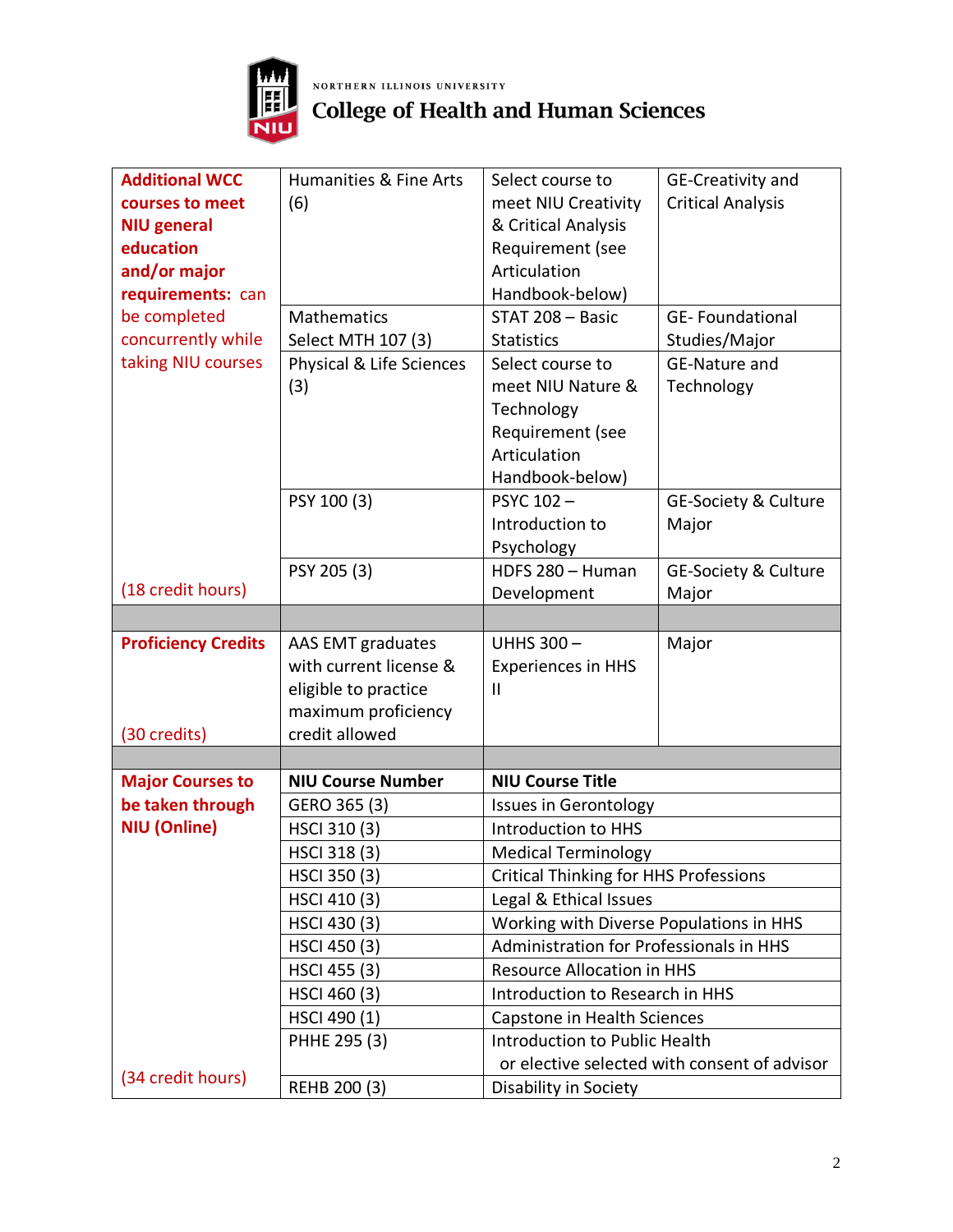NORTHERN ILLINOIS UNIVERSITY

**College of Health and Human Sciences**

| | | | |
|---|---|---|---|
| **Additional WCC courses to meet NIU general education and/or major requirements:** can be completed concurrently while taking NIU courses | Humanities & Fine Arts (6) | Select course to meet NIU Creativity & Critical Analysis Requirement (see Articulation Handbook-below) | GE-Creativity and Critical Analysis |
| | Mathematics Select MTH 107 (3) | STAT 208 – Basic Statistics | GE- Foundational Studies/Major |
| | Physical & Life Sciences (3) | Select course to meet NIU Nature & Technology Requirement (see Articulation Handbook-below) | GE-Nature and Technology |
| | PSY 100 (3) | PSYC 102 – Introduction to Psychology | GE-Society & Culture Major |
| (18 credit hours) | PSY 205 (3) | HDFS 280 – Human Development | GE-Society & Culture Major |
| | | | |
| **Proficiency Credits** (30 credits) | AAS EMT graduates with current license & eligible to practice maximum proficiency credit allowed | UHHS 300 – Experiences in HHS II | Major |

| | | |
|---|---|---|
| **Major Courses to be taken through NIU (Online)** | **NIU Course Number** | **NIU Course Title** |
| | GERO 365 (3) | Issues in Gerontology |
| | HSCI 310 (3) | Introduction to HHS |
| | HSCI 318 (3) | Medical Terminology |
| | HSCI 350 (3) | Critical Thinking for HHS Professions |
| | HSCI 410 (3) | Legal & Ethical Issues |
| | HSCI 430 (3) | Working with Diverse Populations in HHS |
| | HSCI 450 (3) | Administration for Professionals in HHS |
| | HSCI 455 (3) | Resource Allocation in HHS |
| | HSCI 460 (3) | Introduction to Research in HHS |
| | HSCI 490 (1) | Capstone in Health Sciences |
| | PHHE 295 (3) | Introduction to Public Health or elective selected with consent of advisor |
| (34 credit hours) | REHB 200 (3) | Disability in Society |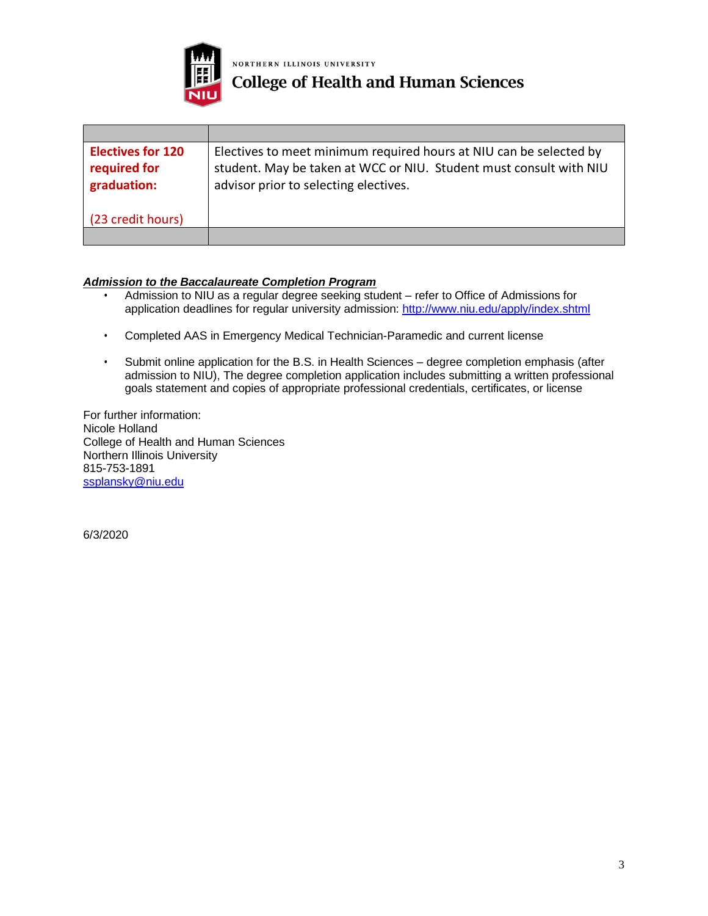NORTHERN ILLINOIS UNIVERSITY
**College of Health and Human Sciences**

| | |
|---|---|
| **Electives for 120 required for graduation:** <br><br> (23 credit hours) | Electives to meet minimum required hours at NIU can be selected by student. May be taken at WCC or NIU. Student must consult with NIU advisor prior to selecting electives. |
| | |

***Admission to the Baccalaureate Completion Program***

- Admission to NIU as a regular degree seeking student – refer to Office of Admissions for application deadlines for regular university admission: http://www.niu.edu/apply/index.shtml
- Completed AAS in Emergency Medical Technician-Paramedic and current license
- Submit online application for the B.S. in Health Sciences – degree completion emphasis (after admission to NIU), The degree completion application includes submitting a written professional goals statement and copies of appropriate professional credentials, certificates, or license

For further information:
Nicole Holland
College of Health and Human Sciences
Northern Illinois University
815-753-1891
ssplansky@niu.edu

6/3/2020